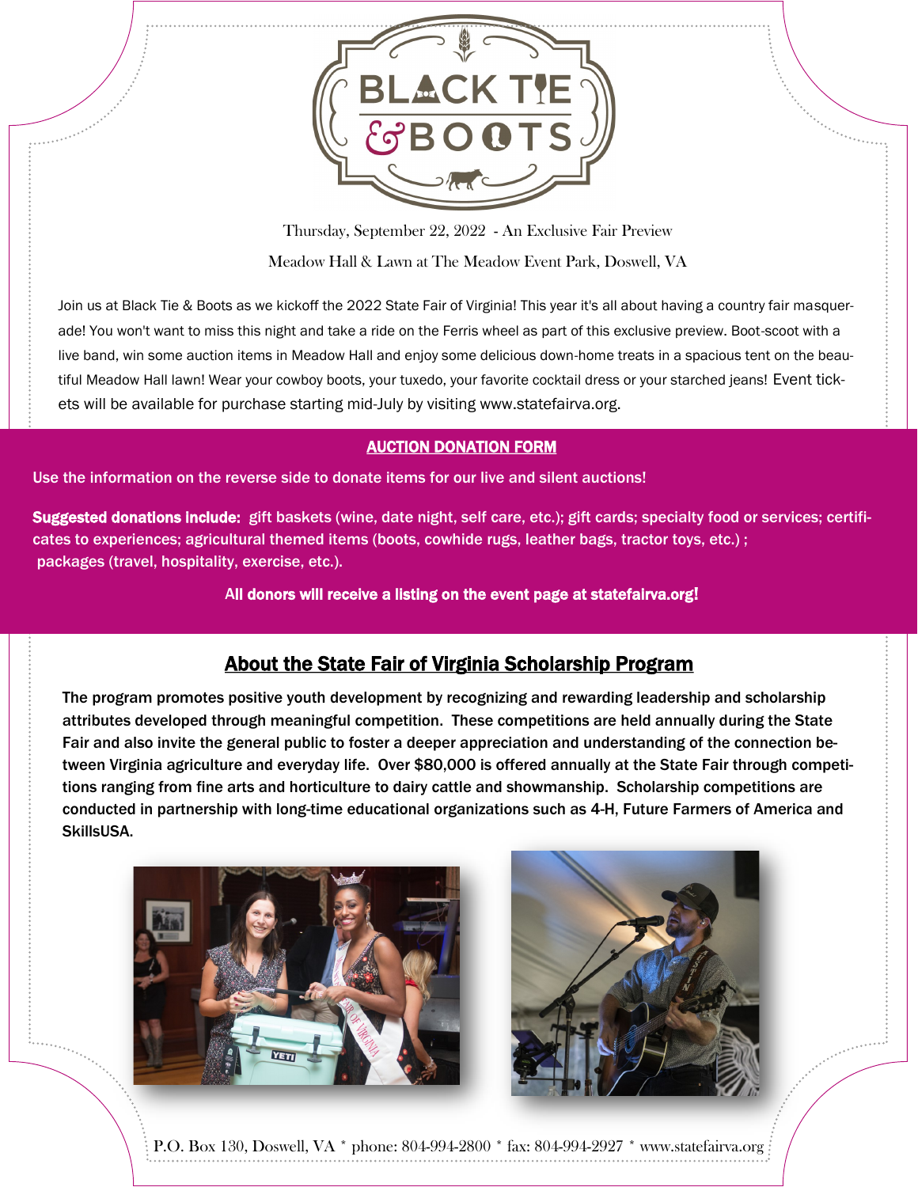# BLACK TIE & BOOTS

Thursday, September 22, 2022 - An Exclusive Fair Preview

Meadow Hall & Lawn at The Meadow Event Park, Doswell, VA

Join us at Black Tie & Boots as we kickoff the 2022 State Fair of Virginia! This year it's all about having a country fair masquerade! You won't want to miss this night and take a ride on the Ferris wheel as part of this exclusive preview. Boot-scoot with a live band, win some auction items in Meadow Hall and enjoy some delicious down-home treats in a spacious tent on the beautiful Meadow Hall lawn! Wear your cowboy boots, your tuxedo, your favorite cocktail dress or your starched jeans! Event tickets will be available for purchase starting mid-July by visiting www.statefairva.org.

## AUCTION DONATION FORM

Use the information on the reverse side to donate items for our live and silent auctions!

**Suggested donations include:** gift baskets (wine, date night, self care, etc.); gift cards; specialty food or services; certificates to experiences; agricultural themed items (boots, cowhide rugs, leather bags, tractor toys, etc.) ; packages (travel, hospitality, exercise, etc.).

**All donors will receive a listing on the event page at statefairva.org!**

## About the State Fair of Virginia Scholarship Program

**The program promotes positive youth development by recognizing and rewarding leadership and scholarship attributes developed through meaningful competition. These competitions are held annually during the State Fair and also invite the general public to foster a deeper appreciation and understanding of the connection between Virginia agriculture and everyday life. Over $80,000 is offered annually at the State Fair through competitions ranging from fine arts and horticulture to dairy cattle and showmanship. Scholarship competitions are conducted in partnership with long-time educational organizations such as 4-H, Future Farmers of America and SkillsUSA.**

P.O. Box 130, Doswell, VA * phone: 804-994-2800 * fax: 804-994-2927 * www.statefairva.org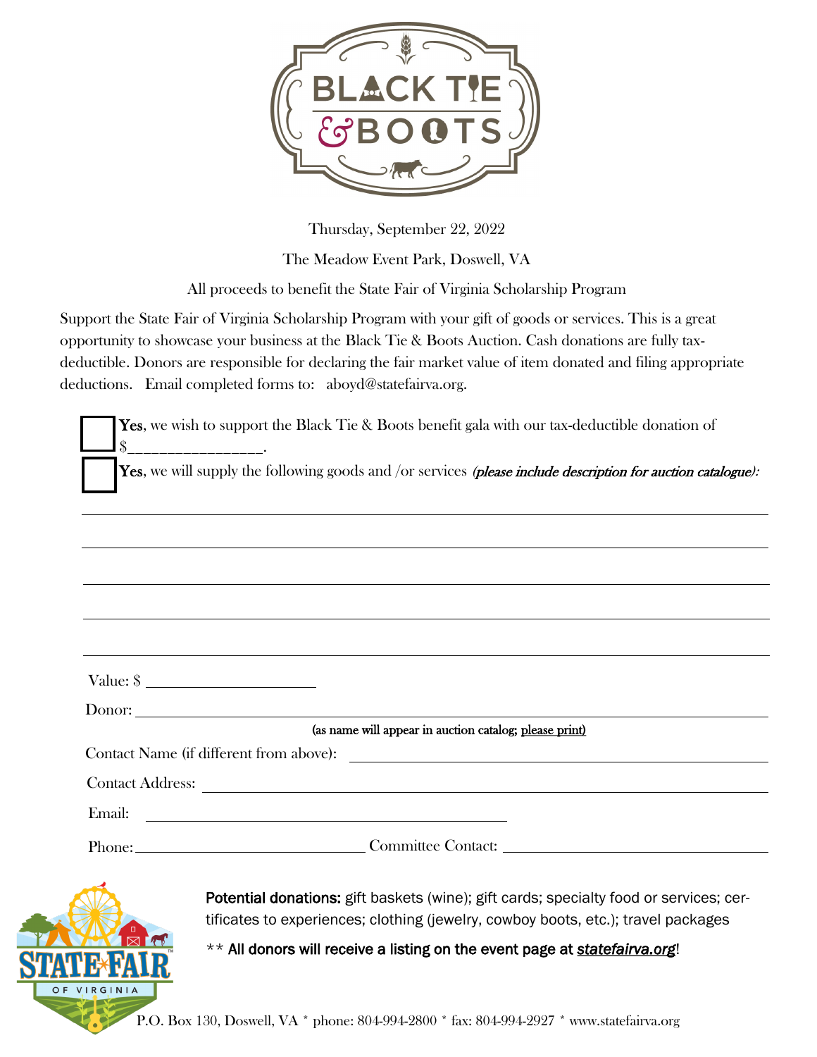# BLACK TIE & BOOTS

Thursday, September 22, 2022

The Meadow Event Park, Doswell, VA

All proceeds to benefit the State Fair of Virginia Scholarship Program

Support the State Fair of Virginia Scholarship Program with your gift of goods or services. This is a great opportunity to showcase your business at the Black Tie & Boots Auction. Cash donations are fully tax-deductible. Donors are responsible for declaring the fair market value of item donated and filing appropriate deductions. Email completed forms to: aboyd@statefairva.org.

☐ **Yes**, we wish to support the Black Tie & Boots benefit gala with our tax-deductible donation of $________________.

☐ **Yes**, we will supply the following goods and /or services *(please include description for auction catalogue):*

______________________________________________________________________

______________________________________________________________________

______________________________________________________________________

______________________________________________________________________

______________________________________________________________________

Value: $ ______________________

Donor: ______________________________________________________________

(as name will appear in auction catalog; please print)

Contact Name (if different from above): ______________________________

Contact Address: ______________________________________________________

Email: ______________________________________

Phone: ______________________ Committee Contact: ______________________

**Potential donations:** gift baskets (wine); gift cards; specialty food or services; certificates to experiences; clothing (jewelry, cowboy boots, etc.); travel packages

** All donors will receive a listing on the event page at *statefairva.org*!

STATE FAIR OF VIRGINIA

P.O. Box 130, Doswell, VA * phone: 804-994-2800 * fax: 804-994-2927 * www.statefairva.org